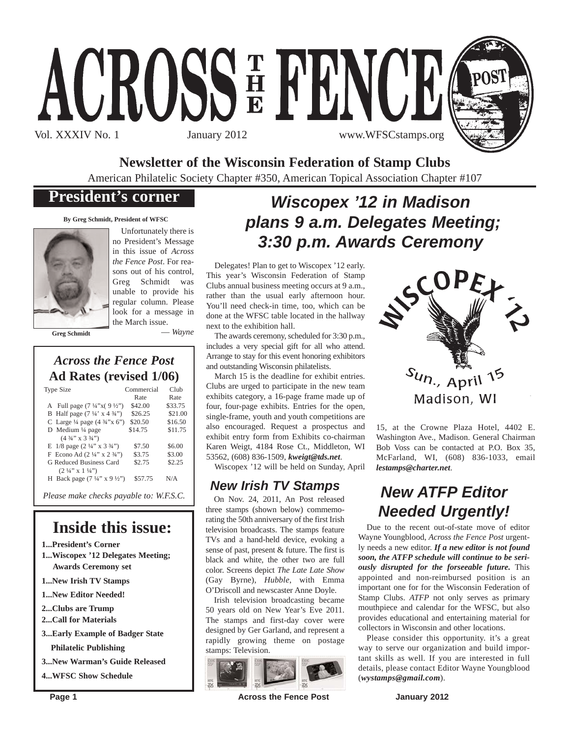# ACROSS THE FENCE POST

Vol. XXXIV No. 1 January 2012 www.WFSCstamps.org

## Newsletter of the Wisconsin Federation of Stamp Clubs

American Philatelic Society Chapter #350, American Topical Association Chapter #107

## President's corner

**By Greg Schmidt, President of WFSC**

Greg Schmidt

Unfortunately there is no President's Message in this issue of *Across the Fence Post*. For reasons out of his control, Greg Schmidt was unable to provide his regular column. Please look for a message in the March issue.

— *Wayne*

### *Across the Fence Post* Ad Rates (revised 1/06)

| Type Size | Commercial Rate | Club Rate |
|---|---|---|
| A Full page (7 ¼"x( 9 ½") | $42.00 | $33.75 |
| B Half page (7 ¼' x 4 ¾") | $26.25 | $21.00 |
| C Large ¼ page (4 ¾"x 6") | $20.50 | $16.50 |
| D Medium ¼ page (4 ¾" x 3 ¾") | $14.75 | $11.75 |
| E 1/8 page (2 ¼" x 3 ¾") | $7.50 | $6.00 |
| F Econo Ad (2 ¼" x 2 ¾") | $3.75 | $3.00 |
| G Reduced Business Card (2 ¼" x 1 ¼") | $2.75 | $2.25 |
| H Back page (7 ¼" x 9 ½") | $57.75 | N/A |

*Please make checks payable to: W.F.S.C.*

## Inside this issue:

- 1...President's Corner
- 1...Wiscopex '12 Delegates Meeting; Awards Ceremony set
- 1...New Irish TV Stamps
- 1...New Editor Needed!
- 2...Clubs are Trump
- 2...Call for Materials
- 3...Early Example of Badger State Philatelic Publishing
- 3...New Warman's Guide Released
- 4...WFSC Show Schedule

## *Wiscopex '12 in Madison plans 9 a.m. Delegates Meeting; 3:30 p.m. Awards Ceremony*

Delegates! Plan to get to Wiscopex '12 early. This year's Wisconsin Federation of Stamp Clubs annual business meeting occurs at 9 a.m., rather than the usual early afternoon hour. You'll need check-in time, too, which can be done at the WFSC table located in the hallway next to the exhibition hall.

The awards ceremony, scheduled for 3:30 p.m., includes a very special gift for all who attend. Arrange to stay for this event honoring exhibitors and outstanding Wisconsin philatelists.

March 15 is the deadline for exhibit entries. Clubs are urged to participate in the new team exhibits category, a 16-page frame made up of four, four-page exhibits. Entries for the open, single-frame, youth and youth competitions are also encouraged. Request a prospectus and exhibit entry form from Exhibits co-chairman Karen Weigt, 4184 Rose Ct., Middleton, WI 53562, (608) 836-1509, ***kweigt@tds.net***.

Wiscopex '12 will be held on Sunday, April

WISCOPEX '12
Sun., April 15
Madison, WI

15, at the Crowne Plaza Hotel, 4402 E. Washington Ave., Madison. General Chairman Bob Voss can be contacted at P.O. Box 35, McFarland, WI, (608) 836-1033, email ***lestamps@charter.net***.

### *New Irish TV Stamps*

On Nov. 24, 2011, An Post released three stamps (shown below) commemorating the 50th anniversary of the first Irish television broadcasts. The stamps feature TVs and a hand-held device, evoking a sense of past, present & future. The first is black and white, the other two are full color. Screens depict *The Late Late Show* (Gay Byrne), *Hubble*, with Emma O'Driscoll and newscaster Anne Doyle.

Irish television broadcasting became 50 years old on New Year's Eve 2011. The stamps and first-day cover were designed by Ger Garland, and represent a rapidly growing theme on postage stamps: Television.

## *New ATFP Editor Needed Urgently!*

Due to the recent out-of-state move of editor Wayne Youngblood, *Across the Fence Post* urgently needs a new editor. ***If a new editor is not found soon, the ATFP schedule will continue to be seriously disrupted for the forseeable future.*** This appointed and non-reimbursed position is an important one for for the Wisconsin Federation of Stamp Clubs. *ATFP* not only serves as primary mouthpiece and calendar for the WFSC, but also provides educational and entertaining material for collectors in Wisconsin and other locations.

Please consider this opportunity. it's a great way to serve our organization and build important skills as well. If you are interested in full details, please contact Editor Wayne Youngblood (***wystamps@gmail.com***).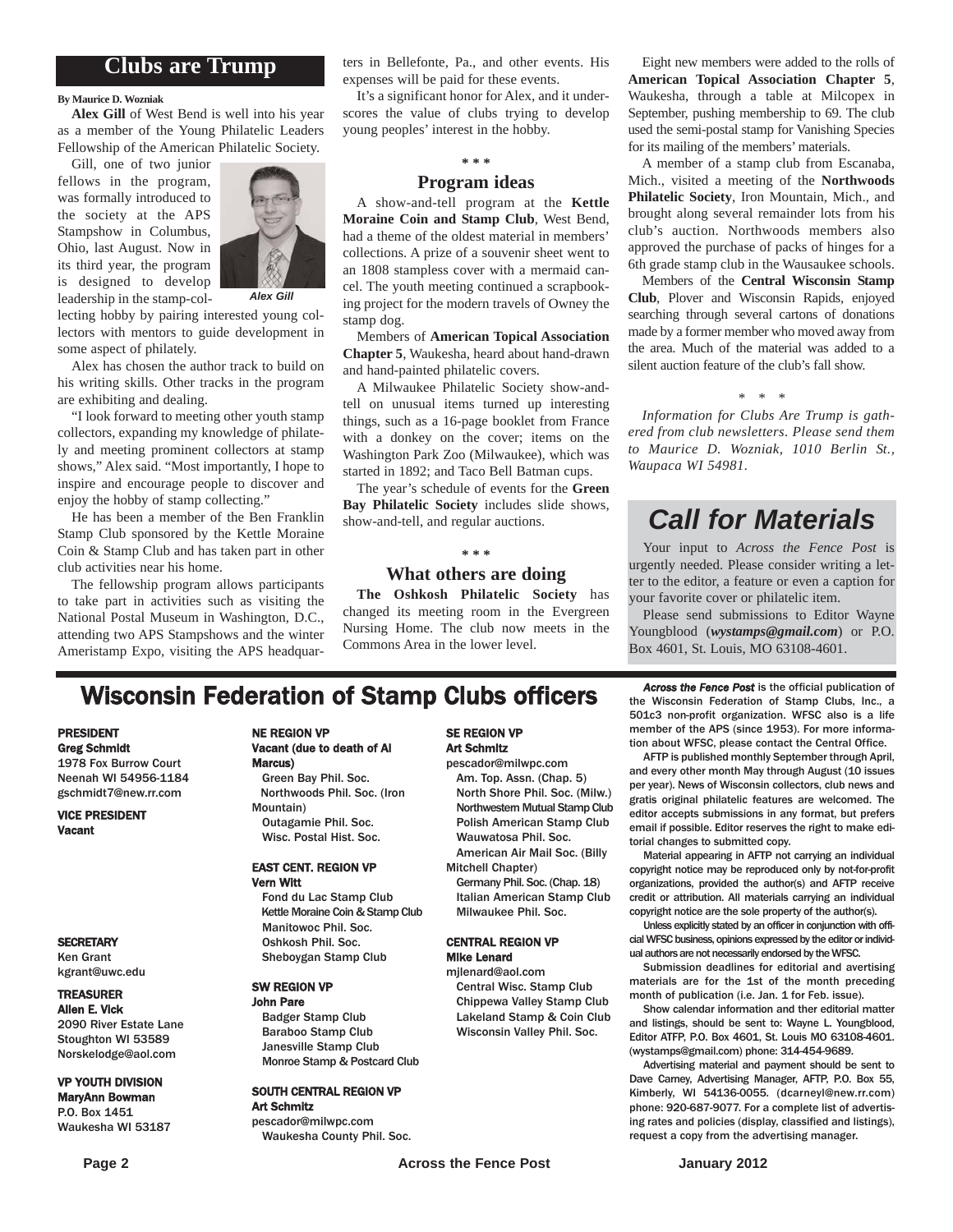## Clubs are Trump

**By Maurice D. Wozniak**

**Alex Gill** of West Bend is well into his year as a member of the Young Philatelic Leaders Fellowship of the American Philatelic Society.

Gill, one of two junior fellows in the program, was formally introduced to the society at the APS Stampshow in Columbus, Ohio, last August. Now in its third year, the program is designed to develop leadership in the stamp-collecting hobby by pairing interested young collectors with mentors to guide development in some aspect of philately.

*Alex Gill*

Alex has chosen the author track to build on his writing skills. Other tracks in the program are exhibiting and dealing.

"I look forward to meeting other youth stamp collectors, expanding my knowledge of philately and meeting prominent collectors at stamp shows," Alex said. "Most importantly, I hope to inspire and encourage people to discover and enjoy the hobby of stamp collecting."

He has been a member of the Ben Franklin Stamp Club sponsored by the Kettle Moraine Coin & Stamp Club and has taken part in other club activities near his home.

The fellowship program allows participants to take part in activities such as visiting the National Postal Museum in Washington, D.C., attending two APS Stampshows and the winter Ameristamp Expo, visiting the APS headquarters in Bellefonte, Pa., and other events. His expenses will be paid for these events.

It's a significant honor for Alex, and it underscores the value of clubs trying to develop young peoples' interest in the hobby.

\* \* \*

### Program ideas

A show-and-tell program at the **Kettle Moraine Coin and Stamp Club**, West Bend, had a theme of the oldest material in members' collections. A prize of a souvenir sheet went to an 1808 stampless cover with a mermaid cancel. The youth meeting continued a scrapbooking project for the modern travels of Owney the stamp dog.

Members of **American Topical Association Chapter 5**, Waukesha, heard about hand-drawn and hand-painted philatelic covers.

A Milwaukee Philatelic Society show-and-tell on unusual items turned up interesting things, such as a 16-page booklet from France with a donkey on the cover; items on the Washington Park Zoo (Milwaukee), which was started in 1892; and Taco Bell Batman cups.

The year's schedule of events for the **Green Bay Philatelic Society** includes slide shows, show-and-tell, and regular auctions.

\* \* \*

### What others are doing

**The Oshkosh Philatelic Society** has changed its meeting room in the Evergreen Nursing Home. The club now meets in the Commons Area in the lower level.

Eight new members were added to the rolls of **American Topical Association Chapter 5**, Waukesha, through a table at Milcopex in September, pushing membership to 69. The club used the semi-postal stamp for Vanishing Species for its mailing of the members' materials.

A member of a stamp club from Escanaba, Mich., visited a meeting of the **Northwoods Philatelic Society**, Iron Mountain, Mich., and brought along several remainder lots from his club's auction. Northwoods members also approved the purchase of packs of hinges for a 6th grade stamp club in the Wausaukee schools.

Members of the **Central Wisconsin Stamp Club**, Plover and Wisconsin Rapids, enjoyed searching through several cartons of donations made by a former member who moved away from the area. Much of the material was added to a silent auction feature of the club's fall show.

\* \* \*

*Information for Clubs Are Trump is gathered from club newsletters. Please send them to Maurice D. Wozniak, 1010 Berlin St., Waupaca WI 54981.*

## Call for Materials

Your input to *Across the Fence Post* is urgently needed. Please consider writing a letter to the editor, a feature or even a caption for your favorite cover or philatelic item.

Please send submissions to Editor Wayne Youngblood (***wystamps@gmail.com***) or P.O. Box 4601, St. Louis, MO 63108-4601.

## Wisconsin Federation of Stamp Clubs officers

**PRESIDENT**
**Greg Schmidt**
1978 Fox Burrow Court
Neenah WI 54956-1184
gschmidt7@new.rr.com

**VICE PRESIDENT**
**Vacant**

**SECRETARY**
Ken Grant
kgrant@uwc.edu

**TREASURER**
**Allen E. Vick**
2090 River Estate Lane
Stoughton WI 53589
Norskelodge@aol.com

**VP YOUTH DIVISION**
**MaryAnn Bowman**
P.O. Box 1451
Waukesha WI 53187

**NE REGION VP**
**Vacant (due to death of Al Marcus)**
Green Bay Phil. Soc.
Northwoods Phil. Soc. (Iron Mountain)
Outagamie Phil. Soc.
Wisc. Postal Hist. Soc.

**EAST CENT. REGION VP**
**Vern Witt**
Fond du Lac Stamp Club
Kettle Moraine Coin & Stamp Club
Manitowoc Phil. Soc.
Oshkosh Phil. Soc.
Sheboygan Stamp Club

**SW REGION VP**
**John Pare**
Badger Stamp Club
Baraboo Stamp Club
Janesville Stamp Club
Monroe Stamp & Postcard Club

**SOUTH CENTRAL REGION VP**
**Art Schmitz**
pescador@milwpc.com
Waukesha County Phil. Soc.

**SE REGION VP**
**Art Schmitz**
pescador@milwpc.com
Am. Top. Assn. (Chap. 5)
North Shore Phil. Soc. (Milw.)
Northwestern Mutual Stamp Club
Polish American Stamp Club
Wauwatosa Phil. Soc.
American Air Mail Soc. (Billy Mitchell Chapter)
Germany Phil. Soc. (Chap. 18)
Italian American Stamp Club
Milwaukee Phil. Soc.

**CENTRAL REGION VP**
**Mike Lenard**
mjlenard@aol.com
Central Wisc. Stamp Club
Chippewa Valley Stamp Club
Lakeland Stamp & Coin Club
Wisconsin Valley Phil. Soc.

***Across the Fence Post*** is the official publication of the Wisconsin Federation of Stamp Clubs, Inc., a 501c3 non-profit organization. WFSC also is a life member of the APS (since 1953). For more information about WFSC, please contact the Central Office.

AFTP is published monthly September through April, and every other month May through August (10 issues per year). News of Wisconsin collectors, club news and gratis original philatelic features are welcomed. The editor accepts submissions in any format, but prefers email if possible. Editor reserves the right to make editorial changes to submitted copy.

Material appearing in AFTP not carrying an individual copyright notice may be reproduced only by not-for-profit organizations, provided the author(s) and AFTP receive credit or attribution. All materials carrying an individual copyright notice are the sole property of the author(s).

Unless explicitly stated by an officer in conjunction with official WFSC business, opinions expressed by the editor or individual authors are not necessarily endorsed by the WFSC.

Submission deadlines for editorial and avertising materials are for the 1st of the month preceding month of publication (i.e. Jan. 1 for Feb. issue).

Show calendar information and ther editorial matter and listings, should be sent to: Wayne L. Youngblood, Editor ATFP, P.O. Box 4601, St. Louis MO 63108-4601. (wystamps@gmail.com) phone: 314-454-9689.

Advertising material and payment should be sent to Dave Carney, Advertising Manager, AFTP, P.O. Box 55, Kimberly, WI 54136-0055. (dcarneyl@new.rr.com) phone: 920-687-9077. For a complete list of advertising rates and policies (display, classified and listings), request a copy from the advertising manager.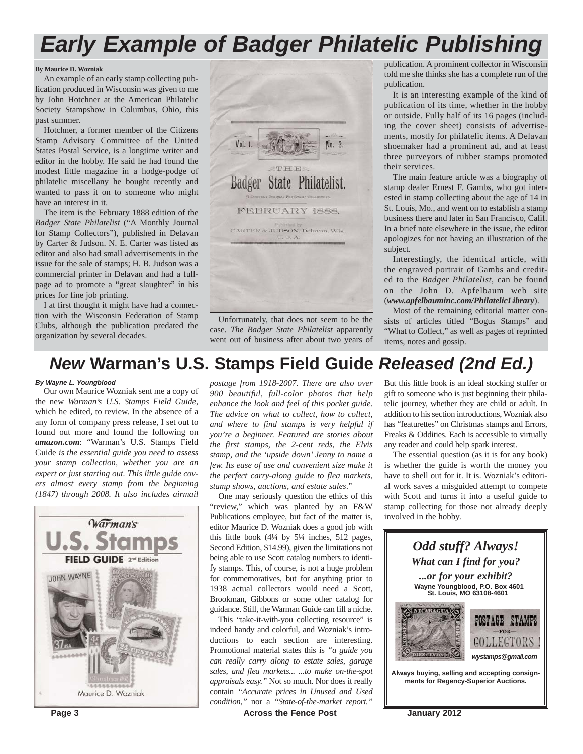# Early Example of Badger Philatelic Publishing

**By Maurice D. Wozniak**

An example of an early stamp collecting publication produced in Wisconsin was given to me by John Hotchner at the American Philatelic Society Stampshow in Columbus, Ohio, this past summer.

Hotchner, a former member of the Citizens Stamp Advisory Committee of the United States Postal Service, is a longtime writer and editor in the hobby. He said he had found the modest little magazine in a hodge-podge of philatelic miscellany he bought recently and wanted to pass it on to someone who might have an interest in it.

The item is the February 1888 edition of the *Badger State Philatelist* ("A Monthly Journal for Stamp Collectors"), published in Delavan by Carter & Judson. N. E. Carter was listed as editor and also had small advertisements in the issue for the sale of stamps; H. B. Judson was a commercial printer in Delavan and had a full-page ad to promote a "great slaughter" in his prices for fine job printing.

I at first thought it might have had a connection with the Wisconsin Federation of Stamp Clubs, although the publication predated the organization by several decades.

Unfortunately, that does not seem to be the case. *The Badger State Philatelist* apparently went out of business after about two years of publication. A prominent collector in Wisconsin told me she thinks she has a complete run of the publication.

It is an interesting example of the kind of publication of its time, whether in the hobby or outside. Fully half of its 16 pages (including the cover sheet) consists of advertisements, mostly for philatelic items. A Delavan shoemaker had a prominent ad, and at least three purveyors of rubber stamps promoted their services.

The main feature article was a biography of stamp dealer Ernest F. Gambs, who got interested in stamp collecting about the age of 14 in St. Louis, Mo., and went on to establish a stamp business there and later in San Francisco, Calif. In a brief note elsewhere in the issue, the editor apologizes for not having an illustration of the subject.

Interestingly, the identical article, with the engraved portrait of Gambs and credited to the *Badger Philatelist*, can be found on the John D. Apfelbaum web site (***www.apfelbauminc.com/PhilatelicLibrary***).

Most of the remaining editorial matter consists of articles titled "Bogus Stamps" and "What to Collect," as well as pages of reprinted items, notes and gossip.

# *New* Warman's U.S. Stamps Field Guide *Released (2nd Ed.)*

***By Wayne L. Youngblood***

Our own Maurice Wozniak sent me a copy of the new *Warman's U.S. Stamps Field Guide*, which he edited, to review. In the absence of a any form of company press release, I set out to found out more and found the following on ***amazon.com***: "Warman's U.S. Stamps Field Guide *is the essential guide you need to assess your stamp collection, whether you are an expert or just starting out. This little guide covers almost every stamp from the beginning (1847) through 2008. It also includes airmail postage from 1918-2007. There are also over 900 beautiful, full-color photos that help enhance the look and feel of this pocket guide. The advice on what to collect, how to collect, and where to find stamps is very helpful if you're a beginner. Featured are stories about the first stamps, the 2-cent reds, the Elvis stamp, and the 'upside down' Jenny to name a few. Its ease of use and convenient size make it the perfect carry-along guide to flea markets, stamp shows, auctions, and estate sales*."

One may seriously question the ethics of this "review," which was planted by an F&W Publications employee, but fact of the matter is, editor Maurice D. Wozniak does a good job with this little book (4¼ by 5¼ inches, 512 pages, Second Edition, $14.99), given the limitations not being able to use Scott catalog numbers to identify stamps. This, of course, is not a huge problem for commemoratives, but for anything prior to 1938 actual collectors would need a Scott, Brookman, Gibbons or some other catalog for guidance. Still, the Warman Guide can fill a niche.

This "take-it-with-you collecting resource" is indeed handy and colorful, and Wozniak's introductions to each section are interesting. Promotional material states this is *"a guide you can really carry along to estate sales, garage sales, and flea markets... ...to make on-the-spot appraisals easy."* Not so much. Nor does it really contain *"Accurate prices in Unused and Used condition,"* nor a *"State-of-the-market report."* But this little book is an ideal stocking stuffer or gift to someone who is just beginning their philatelic journey, whether they are child or adult. In addition to his section introductions, Wozniak also has "featurettes" on Christmas stamps and Errors, Freaks & Oddities. Each is accessible to virtually any reader and could help spark interest.

The essential question (as it is for any book) is whether the guide is worth the money you have to shell out for it. It is. Wozniak's editorial work saves a misguided attempt to compete with Scott and turns it into a useful guide to stamp collecting for those not already deeply involved in the hobby.

***Odd stuff? Always!***

***What can I find for you?***

***...or for your exhibit?***

**Wayne Youngblood, P.O. Box 4601**
**St. Louis, MO 63108-4601**

***wystamps@gmail.com***

**Always buying, selling and accepting consignments for Regency-Superior Auctions.**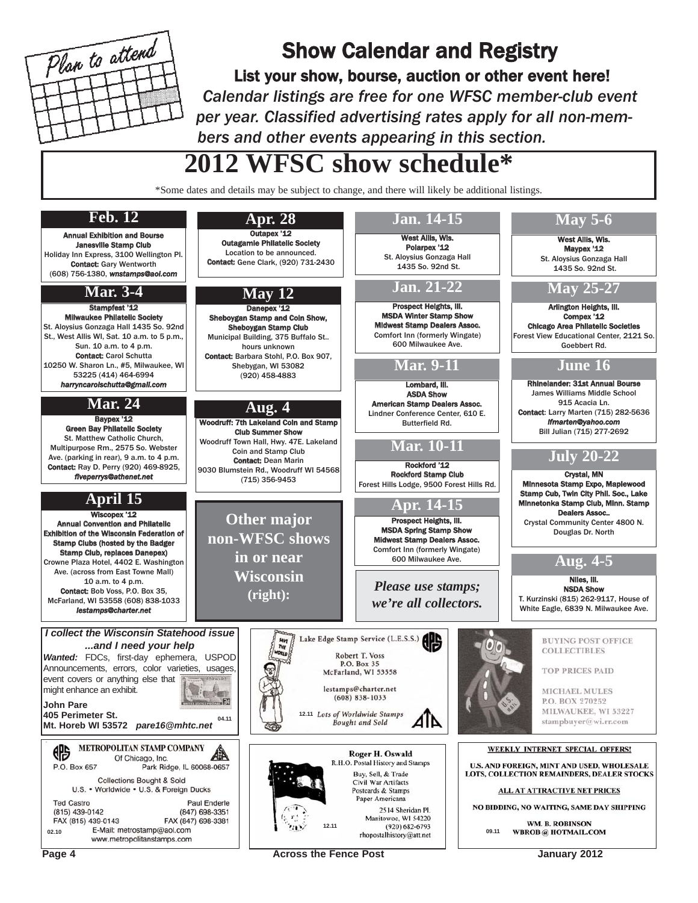Plan to attend

# Show Calendar and Registry

**List your show, bourse, auction or other event here!**

*Calendar listings are free for one WFSC member-club event per year. Classified advertising rates apply for all non-members and other events appearing in this section.*

## 2012 WFSC show schedule*

*Some dates and details may be subject to change, and there will likely be additional listings.

### Feb. 12

**Annual Exhibition and Bourse**
**Janesville Stamp Club**
Holiday Inn Express, 3100 Wellington Pl.
**Contact:** Gary Wentworth
(608) 756-1380, ***wnstamps@aol.com***

### Mar. 3-4

**Stampfest '12**
**Milwaukee Philatelic Society**
St. Aloysius Gonzaga Hall 1435 So. 92nd St., West Allis WI, Sat. 10 a.m. to 5 p.m., Sun. 10 a.m. to 4 p.m.
**Contact:** Carol Schutta
10250 W. Sharon Ln., #5, Milwaukee, WI 53225 (414) 464-6994
***harryncarolschutta@gmail.com***

### Mar. 24

**Baypex '12**
**Green Bay Philatelic Society**
St. Matthew Catholic Church, Multipurpose Rm., 2575 So. Webster Ave. (parking in rear), 9 a.m. to 4 p.m.
**Contact:** Ray D. Perry (920) 469-8925, ***fiveperrys@athenet.net***

### April 15

**Wiscopex '12**
**Annual Convention and Philatelic Exhibition of the Wisconsin Federation of Stamp Clubs (hosted by the Badger Stamp Club, replaces Danepex)**
Crowne Plaza Hotel, 4402 E. Washington Ave. (across from East Towne Mall)
10 a.m. to 4 p.m.
**Contact:** Bob Voss, P.O. Box 35, McFarland, WI 53558 (608) 838-1033
***lestamps@charter.net***

### Apr. 28

**Outapex '12**
**Outagamie Philatelic Society**
Location to be announced.
**Contact:** Gene Clark, (920) 731-2430

### May 12

**Danepex '12**
**Sheboygan Stamp and Coin Show, Sheboygan Stamp Club**
Municipal Building, 375 Buffalo St.. hours unknown
**Contact:** Barbara Stohl, P.O. Box 907, Shebygan, WI 53082
(920) 458-4883

### Aug. 4

**Woodruff: 7th Lakeland Coin and Stamp Club Summer Show**
Woodruff Town Hall, Hwy. 47E. Lakeland Coin and Stamp Club
**Contact:** Dean Marin
9030 Blumstein Rd., Woodruff WI 54568
(715) 356-9453

**Other major non-WFSC shows in or near Wisconsin (right):**

### Jan. 14-15

**West Allis, Wis.**
**Polarpex '12**
St. Aloysius Gonzaga Hall
1435 So. 92nd St.

### Jan. 21-22

**Prospect Heights, Ill.**
**MSDA Winter Stamp Show**
**Midwest Stamp Dealers Assoc.**
Comfort Inn (formerly Wingate)
600 Milwaukee Ave.

### Mar. 9-11

**Lombard, Ill.**
**ASDA Show**
**American Stamp Dealers Assoc.**
Lindner Conference Center, 610 E. Butterfield Rd.

### Mar. 10-11

**Rockford '12**
**Rockford Stamp Club**
Forest Hills Lodge, 9500 Forest Hills Rd.

### Apr. 14-15

**Prospect Heights, Ill.**
**MSDA Spring Stamp Show**
**Midwest Stamp Dealers Assoc.**
Comfort Inn (formerly Wingate)
600 Milwaukee Ave.

***Please use stamps; we're all collectors.***

### May 5-6

**West Allis, Wis.**
**Maypex '12**
St. Aloysius Gonzaga Hall
1435 So. 92nd St.

### May 25-27

**Arlington Heights, Ill.**
**Compex '12**
**Chicago Area Philatelic Societies**
Forest View Educational Center, 2121 So. Goebbert Rd.

### June 16

**Rhinelander: 31st Annual Bourse**
James Williams Middle School
915 Acacia Ln.
**Contact:** Larry Marten (715) 282-5636
***lfmarten@yahoo.com***
Bill Julian (715) 277-2692

### July 20-22

**Crystal, MN**
**Minnesota Stamp Expo, Maplewood Stamp Cub, Twin City Phil. Soc., Lake Minnetonka Stamp Club, Minn. Stamp Dealers Assoc..**
Crystal Community Center 4800 N. Douglas Dr. North

### Aug. 4-5

**Niles, Ill.**
**NSDA Show**
T. Kurzinski (815) 262-9117, House of White Eagle, 6839 N. Milwaukee Ave.

---

***I collect the Wisconsin Statehood issue ...and I need your help***

***Wanted:*** FDCs, first-day ephemera, USPOD Announcements, errors, color varieties, usages, event covers or anything else that might enhance an exhibit.

**John Pare**
**405 Perimeter St.**
**Mt. Horeb WI 53572** ***pare16@mhtc.net***
04.11

---

Lake Edge Stamp Service (L.E.S.S.)
Robert T. Voss
P.O. Box 35
McFarland, WI 53558
lestamps@charter.net
(608) 838-1033
12.11 *Lots of Worldwide Stamps Bought and Sold*

---

BUYING POST OFFICE COLLECTIBLES
TOP PRICES PAID
MICHAEL MULES
P.O. BOX 270252
MILWAUKEE, WI 53227
stampbuyer@wi.rr.com

---

METROPOLITAN STAMP COMPANY
Of Chicago, Inc.
P.O. Box 657 Park Ridge, IL 60068-0657
Collections Bought & Sold
U.S. • Worldwide • U.S. & Foreign Ducks
Ted Castro (815) 439-0142 FAX (815) 439-0143
Paul Enderle (847) 698-3351 FAX (847) 698-3381
E-Mail: metrostamp@aol.com
www.metropolitanstamps.com
02.10

---

**Roger H. Oswald**
R.H.O. Postal History and Stamps
Buy, Sell, & Trade
Civil War Artifacts
Postcards & Stamps
Paper Americana
2514 Sheridan Pl.
Manitowoc, WI 54220
(920) 682-6793
rhopostalhistory@att.net
12.11

---

**WEEKLY INTERNET SPECIAL OFFERS!**

**U.S. AND FOREIGN, MINT AND USED, WHOLESALE LOTS, COLLECTION REMAINDERS, DEALER STOCKS**

**ALL AT ATTRACTIVE NET PRICES**

**NO BIDDING, NO WAITING, SAME DAY SHIPPING**

**WM. B. ROBINSON**
**WBROB @ HOTMAIL.COM**
09.11